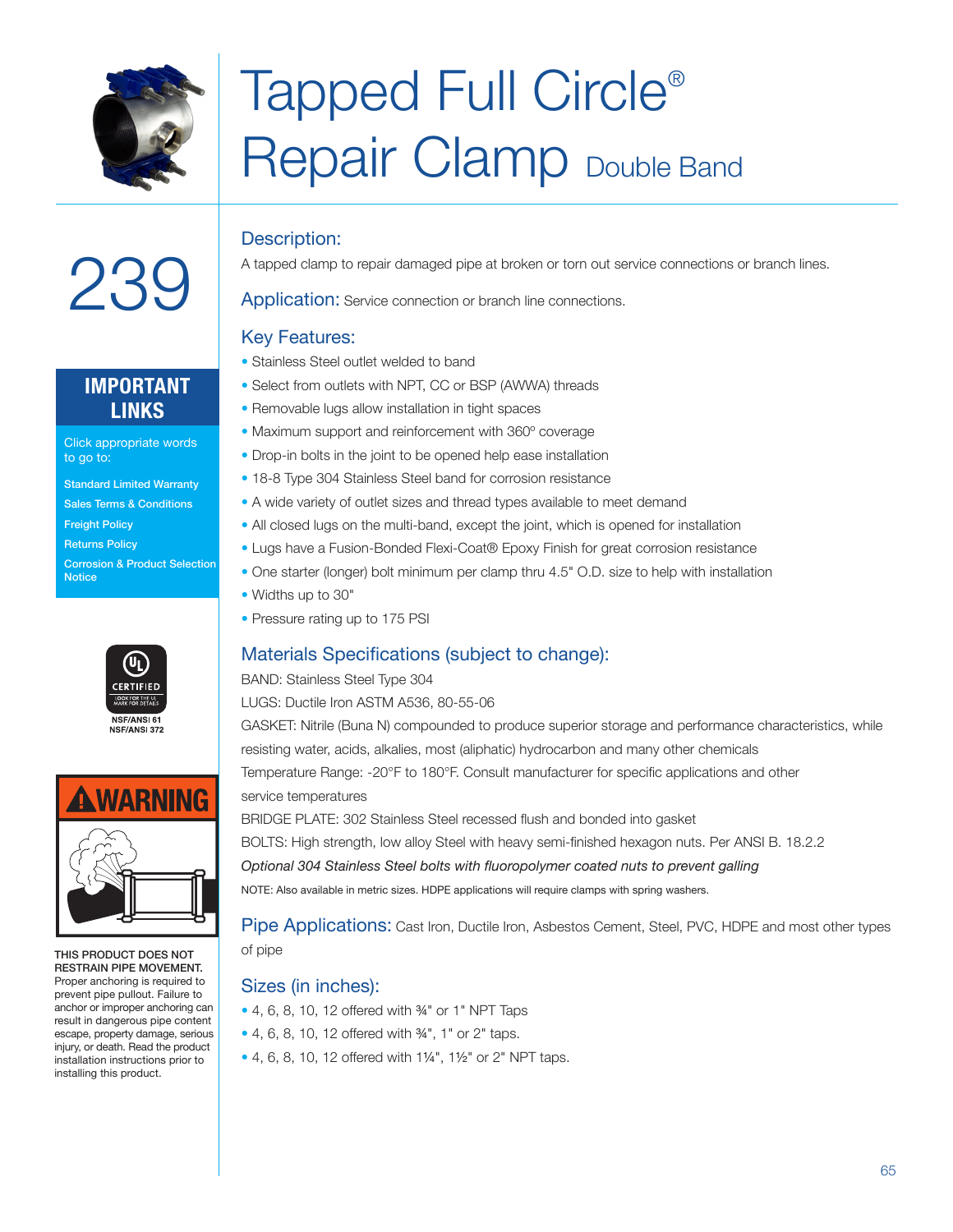# Tapped Full Circle® Repair Clamp Double Band

# 239

## IMPORTANT LINKS

Click appropriate words to go to:

- Standard Limited Warranty
- Sales Terms & Conditions
- Freight Policy
- Returns Policy
- Corrosion & Product Selection Notice

CERTIFIED
LOOK FOR THE UL MARK FOR DETAILS
NSF/ANSI 61
NSF/ANSI 372

**WARNING**

**THIS PRODUCT DOES NOT RESTRAIN PIPE MOVEMENT.** Proper anchoring is required to prevent pipe pullout. Failure to anchor or improper anchoring can result in dangerous pipe content escape, property damage, serious injury, or death. Read the product installation instructions prior to installing this product.

## Description:

A tapped clamp to repair damaged pipe at broken or torn out service connections or branch lines.

## Application: Service connection or branch line connections.

## Key Features:

- Stainless Steel outlet welded to band
- Select from outlets with NPT, CC or BSP (AWWA) threads
- Removable lugs allow installation in tight spaces
- Maximum support and reinforcement with 360º coverage
- Drop-in bolts in the joint to be opened help ease installation
- 18-8 Type 304 Stainless Steel band for corrosion resistance
- A wide variety of outlet sizes and thread types available to meet demand
- All closed lugs on the multi-band, except the joint, which is opened for installation
- Lugs have a Fusion-Bonded Flexi-Coat® Epoxy Finish for great corrosion resistance
- One starter (longer) bolt minimum per clamp thru 4.5" O.D. size to help with installation
- Widths up to 30"
- Pressure rating up to 175 PSI

## Materials Specifications (subject to change):

BAND: Stainless Steel Type 304

LUGS: Ductile Iron ASTM A536, 80-55-06

GASKET: Nitrile (Buna N) compounded to produce superior storage and performance characteristics, while resisting water, acids, alkalies, most (aliphatic) hydrocarbon and many other chemicals

Temperature Range: -20°F to 180°F. Consult manufacturer for specific applications and other service temperatures

BRIDGE PLATE: 302 Stainless Steel recessed flush and bonded into gasket

BOLTS: High strength, low alloy Steel with heavy semi-finished hexagon nuts. Per ANSI B. 18.2.2

*Optional 304 Stainless Steel bolts with fluoropolymer coated nuts to prevent galling*

NOTE: Also available in metric sizes. HDPE applications will require clamps with spring washers.

## Pipe Applications: Cast Iron, Ductile Iron, Asbestos Cement, Steel, PVC, HDPE and most other types of pipe

## Sizes (in inches):

- 4, 6, 8, 10, 12 offered with ¾" or 1" NPT Taps
- 4, 6, 8, 10, 12 offered with ¾", 1" or 2" taps.
- 4, 6, 8, 10, 12 offered with 1¼", 1½" or 2" NPT taps.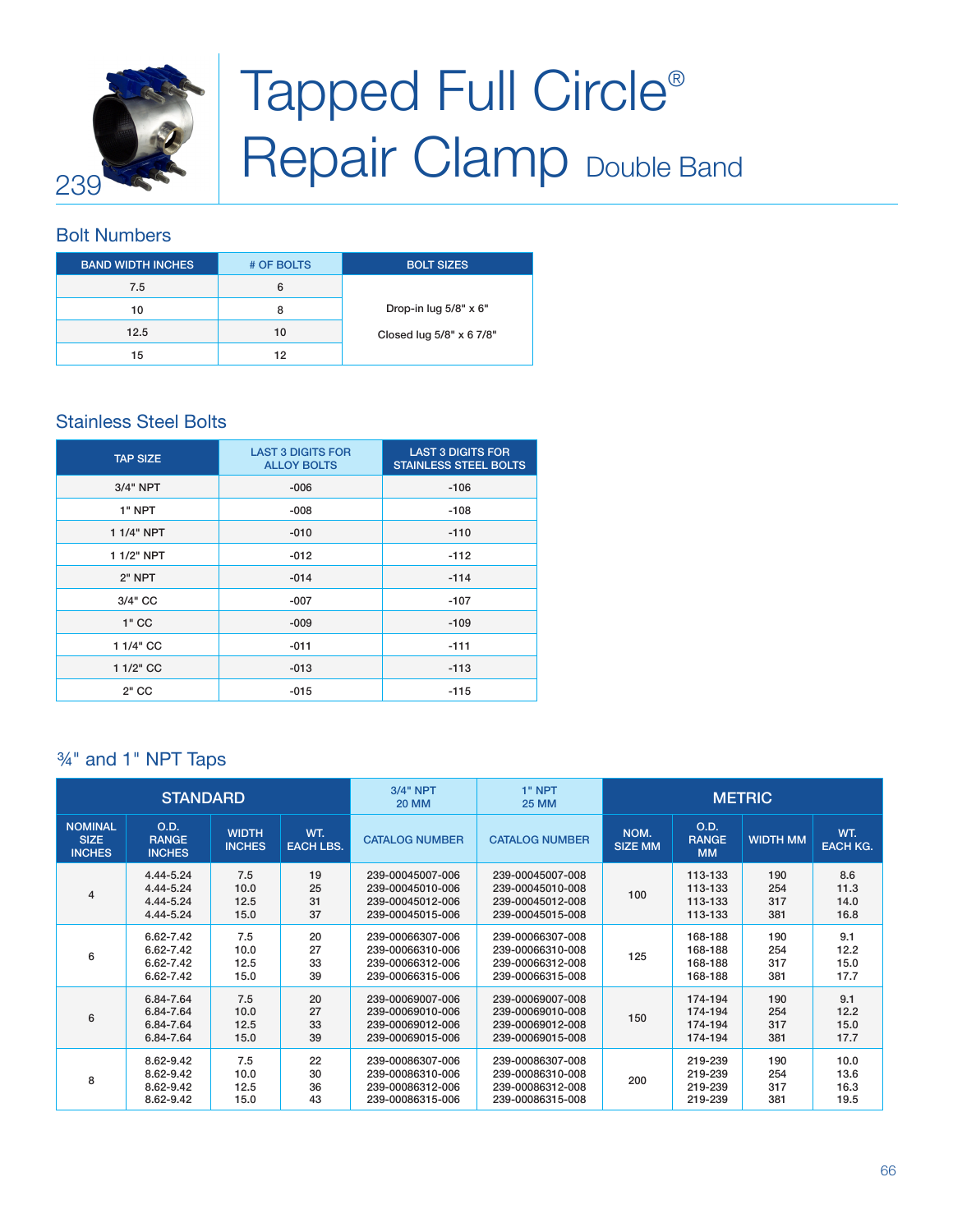239

# Tapped Full Circle® Repair Clamp Double Band

## Bolt Numbers

| BAND WIDTH INCHES | # OF BOLTS | BOLT SIZES |
|---|---|---|
| 7.5 | 6 | Drop-in lug 5/8" x 6" Closed lug 5/8" x 6 7/8" |
| 10 | 8 | |
| 12.5 | 10 | |
| 15 | 12 | |

## Stainless Steel Bolts

| TAP SIZE | LAST 3 DIGITS FOR ALLOY BOLTS | LAST 3 DIGITS FOR STAINLESS STEEL BOLTS |
|---|---|---|
| 3/4" NPT | -006 | -106 |
| 1" NPT | -008 | -108 |
| 1 1/4" NPT | -010 | -110 |
| 1 1/2" NPT | -012 | -112 |
| 2" NPT | -014 | -114 |
| 3/4" CC | -007 | -107 |
| 1" CC | -009 | -109 |
| 1 1/4" CC | -011 | -111 |
| 1 1/2" CC | -013 | -113 |
| 2" CC | -015 | -115 |

## ¾" and 1" NPT Taps

| STANDARD | | | | 3/4" NPT 20 MM | 1" NPT 25 MM | METRIC | | | |
|---|---|---|---|---|---|---|---|---|---|
| NOMINAL SIZE INCHES | O.D. RANGE INCHES | WIDTH INCHES | WT. EACH LBS. | CATALOG NUMBER | CATALOG NUMBER | NOM. SIZE MM | O.D. RANGE MM | WIDTH MM | WT. EACH KG. |
| 4 | 4.44-5.24<br>4.44-5.24<br>4.44-5.24<br>4.44-5.24 | 7.5<br>10.0<br>12.5<br>15.0 | 19<br>25<br>31<br>37 | 239-00045007-006<br>239-00045010-006<br>239-00045012-006<br>239-00045015-006 | 239-00045007-008<br>239-00045010-008<br>239-00045012-008<br>239-00045015-008 | 100 | 113-133<br>113-133<br>113-133<br>113-133 | 190<br>254<br>317<br>381 | 8.6<br>11.3<br>14.0<br>16.8 |
| 6 | 6.62-7.42<br>6.62-7.42<br>6.62-7.42<br>6.62-7.42 | 7.5<br>10.0<br>12.5<br>15.0 | 20<br>27<br>33<br>39 | 239-00066307-006<br>239-00066310-006<br>239-00066312-006<br>239-00066315-006 | 239-00066307-008<br>239-00066310-008<br>239-00066312-008<br>239-00066315-008 | 125 | 168-188<br>168-188<br>168-188<br>168-188 | 190<br>254<br>317<br>381 | 9.1<br>12.2<br>15.0<br>17.7 |
| 6 | 6.84-7.64<br>6.84-7.64<br>6.84-7.64<br>6.84-7.64 | 7.5<br>10.0<br>12.5<br>15.0 | 20<br>27<br>33<br>39 | 239-00069007-006<br>239-00069010-006<br>239-00069012-006<br>239-00069015-006 | 239-00069007-008<br>239-00069010-008<br>239-00069012-008<br>239-00069015-008 | 150 | 174-194<br>174-194<br>174-194<br>174-194 | 190<br>254<br>317<br>381 | 9.1<br>12.2<br>15.0<br>17.7 |
| 8 | 8.62-9.42<br>8.62-9.42<br>8.62-9.42<br>8.62-9.42 | 7.5<br>10.0<br>12.5<br>15.0 | 22<br>30<br>36<br>43 | 239-00086307-006<br>239-00086310-006<br>239-00086312-006<br>239-00086315-006 | 239-00086307-008<br>239-00086310-008<br>239-00086312-008<br>239-00086315-008 | 200 | 219-239<br>219-239<br>219-239<br>219-239 | 190<br>254<br>317<br>381 | 10.0<br>13.6<br>16.3<br>19.5 |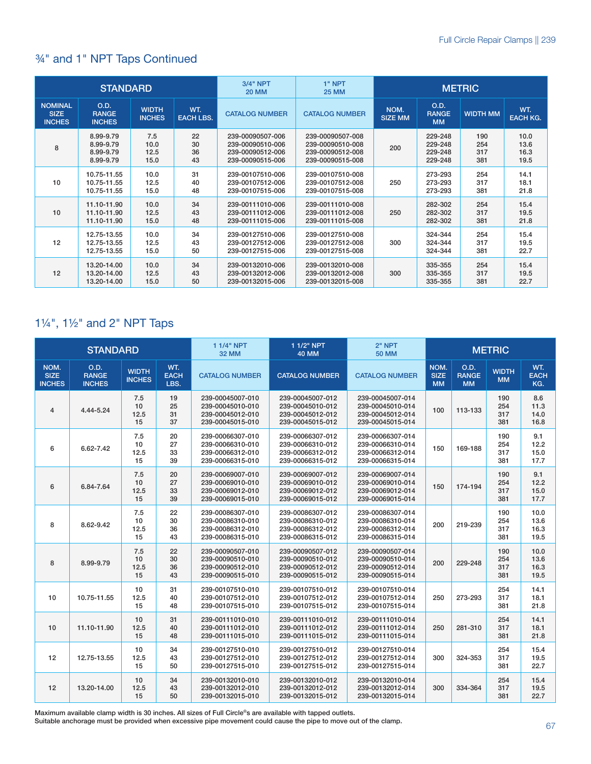## ¾" and 1" NPT Taps Continued

| STANDARD | | | | 3/4" NPT 20 MM | 1" NPT 25 MM | METRIC | | | |
|---|---|---|---|---|---|---|---|---|---|
| NOMINAL SIZE INCHES | O.D. RANGE INCHES | WIDTH INCHES | WT. EACH LBS. | CATALOG NUMBER | CATALOG NUMBER | NOM. SIZE MM | O.D. RANGE MM | WIDTH MM | WT. EACH KG. |
| 8 | 8.99-9.79<br>8.99-9.79<br>8.99-9.79<br>8.99-9.79 | 7.5<br>10.0<br>12.5<br>15.0 | 22<br>30<br>36<br>43 | 239-00090507-006<br>239-00090510-006<br>239-00090512-006<br>239-00090515-006 | 239-00090507-008<br>239-00090510-008<br>239-00090512-008<br>239-00090515-008 | 200 | 229-248<br>229-248<br>229-248<br>229-248 | 190<br>254<br>317<br>381 | 10.0<br>13.6<br>16.3<br>19.5 |
| 10 | 10.75-11.55<br>10.75-11.55<br>10.75-11.55 | 10.0<br>12.5<br>15.0 | 31<br>40<br>48 | 239-00107510-006<br>239-00107512-006<br>239-00107515-006 | 239-00107510-008<br>239-00107512-008<br>239-00107515-008 | 250 | 273-293<br>273-293<br>273-293 | 254<br>317<br>381 | 14.1<br>18.1<br>21.8 |
| 10 | 11.10-11.90<br>11.10-11.90<br>11.10-11.90 | 10.0<br>12.5<br>15.0 | 34<br>43<br>48 | 239-00111010-006<br>239-00111012-006<br>239-00111015-006 | 239-00111010-008<br>239-00111012-008<br>239-00111015-008 | 250 | 282-302<br>282-302<br>282-302 | 254<br>317<br>381 | 15.4<br>19.5<br>21.8 |
| 12 | 12.75-13.55<br>12.75-13.55<br>12.75-13.55 | 10.0<br>12.5<br>15.0 | 34<br>43<br>50 | 239-00127510-006<br>239-00127512-006<br>239-00127515-006 | 239-00127510-008<br>239-00127512-008<br>239-00127515-008 | 300 | 324-344<br>324-344<br>324-344 | 254<br>317<br>381 | 15.4<br>19.5<br>22.7 |
| 12 | 13.20-14.00<br>13.20-14.00<br>13.20-14.00 | 10.0<br>12.5<br>15.0 | 34<br>43<br>50 | 239-00132010-006<br>239-00132012-006<br>239-00132015-006 | 239-00132010-008<br>239-00132012-008<br>239-00132015-008 | 300 | 335-355<br>335-355<br>335-355 | 254<br>317<br>381 | 15.4<br>19.5<br>22.7 |

## 1¼", 1½" and 2" NPT Taps

| STANDARD | | | | 1 1/4" NPT 32 MM | 1 1/2" NPT 40 MM | 2" NPT 50 MM | METRIC | | | |
|---|---|---|---|---|---|---|---|---|---|---|
| NOM. SIZE INCHES | O.D. RANGE INCHES | WIDTH INCHES | WT. EACH LBS. | CATALOG NUMBER | CATALOG NUMBER | CATALOG NUMBER | NOM. SIZE MM | O.D. RANGE MM | WIDTH MM | WT. EACH KG. |
| 4 | 4.44-5.24 | 7.5<br>10<br>12.5<br>15 | 19<br>25<br>31<br>37 | 239-00045007-010<br>239-00045010-010<br>239-00045012-010<br>239-00045015-010 | 239-00045007-012<br>239-00045010-012<br>239-00045012-012<br>239-00045015-012 | 239-00045007-014<br>239-00045010-014<br>239-00045012-014<br>239-00045015-014 | 100 | 113-133 | 190<br>254<br>317<br>381 | 8.6<br>11.3<br>14.0<br>16.8 |
| 6 | 6.62-7.42 | 7.5<br>10<br>12.5<br>15 | 20<br>27<br>33<br>39 | 239-00066307-010<br>239-00066310-010<br>239-00066312-010<br>239-00066315-010 | 239-00066307-012<br>239-00066310-012<br>239-00066312-012<br>239-00066315-012 | 239-00066307-014<br>239-00066310-014<br>239-00066312-014<br>239-00066315-014 | 150 | 169-188 | 190<br>254<br>317<br>381 | 9.1<br>12.2<br>15.0<br>17.7 |
| 6 | 6.84-7.64 | 7.5<br>10<br>12.5<br>15 | 20<br>27<br>33<br>39 | 239-00069007-010<br>239-00069010-010<br>239-00069012-010<br>239-00069015-010 | 239-00069007-012<br>239-00069010-012<br>239-00069012-012<br>239-00069015-012 | 239-00069007-014<br>239-00069010-014<br>239-00069012-014<br>239-00069015-014 | 150 | 174-194 | 190<br>254<br>317<br>381 | 9.1<br>12.2<br>15.0<br>17.7 |
| 8 | 8.62-9.42 | 7.5<br>10<br>12.5<br>15 | 22<br>30<br>36<br>43 | 239-00086307-010<br>239-00086310-010<br>239-00086312-010<br>239-00086315-010 | 239-00086307-012<br>239-00086310-012<br>239-00086312-012<br>239-00086315-012 | 239-00086307-014<br>239-00086310-014<br>239-00086312-014<br>239-00086315-014 | 200 | 219-239 | 190<br>254<br>317<br>381 | 10.0<br>13.6<br>16.3<br>19.5 |
| 8 | 8.99-9.79 | 7.5<br>10<br>12.5<br>15 | 22<br>30<br>36<br>43 | 239-00090507-010<br>239-00090510-010<br>239-00090512-010<br>239-00090515-010 | 239-00090507-012<br>239-00090510-012<br>239-00090512-012<br>239-00090515-012 | 239-00090507-014<br>239-00090510-014<br>239-00090512-014<br>239-00090515-014 | 200 | 229-248 | 190<br>254<br>317<br>381 | 10.0<br>13.6<br>16.3<br>19.5 |
| 10 | 10.75-11.55 | 10<br>12.5<br>15 | 31<br>40<br>48 | 239-00107510-010<br>239-00107512-010<br>239-00107515-010 | 239-00107510-012<br>239-00107512-012<br>239-00107515-012 | 239-00107510-014<br>239-00107512-014<br>239-00107515-014 | 250 | 273-293 | 254<br>317<br>381 | 14.1<br>18.1<br>21.8 |
| 10 | 11.10-11.90 | 10<br>12.5<br>15 | 31<br>40<br>48 | 239-00111010-010<br>239-00111012-010<br>239-00111015-010 | 239-00111010-012<br>239-00111012-012<br>239-00111015-012 | 239-00111010-014<br>239-00111012-014<br>239-00111015-014 | 250 | 281-310 | 254<br>317<br>381 | 14.1<br>18.1<br>21.8 |
| 12 | 12.75-13.55 | 10<br>12.5<br>15 | 34<br>43<br>50 | 239-00127510-010<br>239-00127512-010<br>239-00127515-010 | 239-00127510-012<br>239-00127512-012<br>239-00127515-012 | 239-00127510-014<br>239-00127512-014<br>239-00127515-014 | 300 | 324-353 | 254<br>317<br>381 | 15.4<br>19.5<br>22.7 |
| 12 | 13.20-14.00 | 10<br>12.5<br>15 | 34<br>43<br>50 | 239-00132010-010<br>239-00132012-010<br>239-00132015-010 | 239-00132010-012<br>239-00132012-012<br>239-00132015-012 | 239-00132010-014<br>239-00132012-014<br>239-00132015-014 | 300 | 334-364 | 254<br>317<br>381 | 15.4<br>19.5<br>22.7 |

Maximum available clamp width is 30 inches. All sizes of Full Circle®s are available with tapped outlets.
Suitable anchorage must be provided when excessive pipe movement could cause the pipe to move out of the clamp.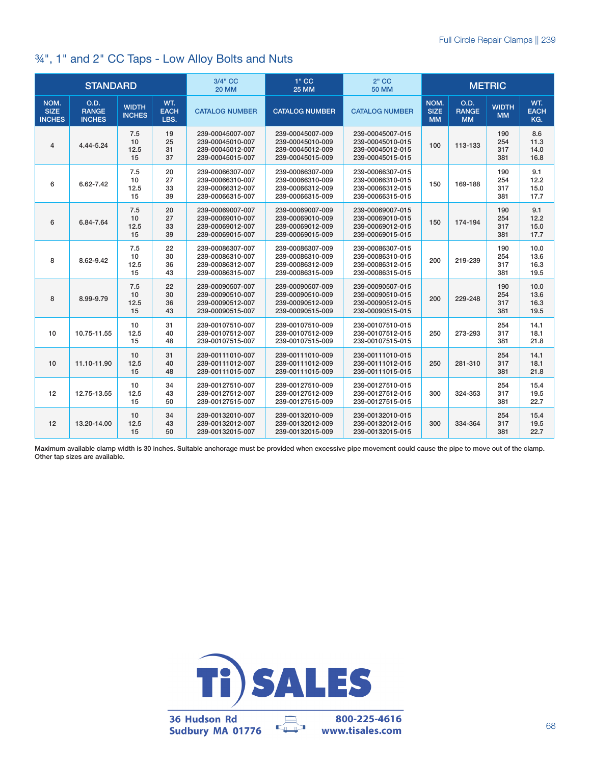## ¾", 1" and 2" CC Taps - Low Alloy Bolts and Nuts

| STANDARD | | | | 3/4" CC 20 MM | 1" CC 25 MM | 2" CC 50 MM | METRIC | | | |
|---|---|---|---|---|---|---|---|---|---|---|
| NOM. SIZE INCHES | O.D. RANGE INCHES | WIDTH INCHES | WT. EACH LBS. | CATALOG NUMBER | CATALOG NUMBER | CATALOG NUMBER | NOM. SIZE MM | O.D. RANGE MM | WIDTH MM | WT. EACH KG. |
| 4 | 4.44-5.24 | 7.5<br>10<br>12.5<br>15 | 19<br>25<br>31<br>37 | 239-00045007-007<br>239-00045010-007<br>239-00045012-007<br>239-00045015-007 | 239-00045007-009<br>239-00045010-009<br>239-00045012-009<br>239-00045015-009 | 239-00045007-015<br>239-00045010-015<br>239-00045012-015<br>239-00045015-015 | 100 | 113-133 | 190<br>254<br>317<br>381 | 8.6<br>11.3<br>14.0<br>16.8 |
| 6 | 6.62-7.42 | 7.5<br>10<br>12.5<br>15 | 20<br>27<br>33<br>39 | 239-00066307-007<br>239-00066310-007<br>239-00066312-007<br>239-00066315-007 | 239-00066307-009<br>239-00066310-009<br>239-00066312-009<br>239-00066315-009 | 239-00066307-015<br>239-00066310-015<br>239-00066312-015<br>239-00066315-015 | 150 | 169-188 | 190<br>254<br>317<br>381 | 9.1<br>12.2<br>15.0<br>17.7 |
| 6 | 6.84-7.64 | 7.5<br>10<br>12.5<br>15 | 20<br>27<br>33<br>39 | 239-00069007-007<br>239-00069010-007<br>239-00069012-007<br>239-00069015-007 | 239-00069007-009<br>239-00069010-009<br>239-00069012-009<br>239-00069015-009 | 239-00069007-015<br>239-00069010-015<br>239-00069012-015<br>239-00069015-015 | 150 | 174-194 | 190<br>254<br>317<br>381 | 9.1<br>12.2<br>15.0<br>17.7 |
| 8 | 8.62-9.42 | 7.5<br>10<br>12.5<br>15 | 22<br>30<br>36<br>43 | 239-00086307-007<br>239-00086310-007<br>239-00086312-007<br>239-00086315-007 | 239-00086307-009<br>239-00086310-009<br>239-00086312-009<br>239-00086315-009 | 239-00086307-015<br>239-00086310-015<br>239-00086312-015<br>239-00086315-015 | 200 | 219-239 | 190<br>254<br>317<br>381 | 10.0<br>13.6<br>16.3<br>19.5 |
| 8 | 8.99-9.79 | 7.5<br>10<br>12.5<br>15 | 22<br>30<br>36<br>43 | 239-00090507-007<br>239-00090510-007<br>239-00090512-007<br>239-00090515-007 | 239-00090507-009<br>239-00090510-009<br>239-00090512-009<br>239-00090515-009 | 239-00090507-015<br>239-00090510-015<br>239-00090512-015<br>239-00090515-015 | 200 | 229-248 | 190<br>254<br>317<br>381 | 10.0<br>13.6<br>16.3<br>19.5 |
| 10 | 10.75-11.55 | 10<br>12.5<br>15 | 31<br>40<br>48 | 239-00107510-007<br>239-00107512-007<br>239-00107515-007 | 239-00107510-009<br>239-00107512-009<br>239-00107515-009 | 239-00107510-015<br>239-00107512-015<br>239-00107515-015 | 250 | 273-293 | 254<br>317<br>381 | 14.1<br>18.1<br>21.8 |
| 10 | 11.10-11.90 | 10<br>12.5<br>15 | 31<br>40<br>48 | 239-00111010-007<br>239-00111012-007<br>239-00111015-007 | 239-00111010-009<br>239-00111012-009<br>239-00111015-009 | 239-00111010-015<br>239-00111012-015<br>239-00111015-015 | 250 | 281-310 | 254<br>317<br>381 | 14.1<br>18.1<br>21.8 |
| 12 | 12.75-13.55 | 10<br>12.5<br>15 | 34<br>43<br>50 | 239-00127510-007<br>239-00127512-007<br>239-00127515-007 | 239-00127510-009<br>239-00127512-009<br>239-00127515-009 | 239-00127510-015<br>239-00127512-015<br>239-00127515-015 | 300 | 324-353 | 254<br>317<br>381 | 15.4<br>19.5<br>22.7 |
| 12 | 13.20-14.00 | 10<br>12.5<br>15 | 34<br>43<br>50 | 239-00132010-007<br>239-00132012-007<br>239-00132015-007 | 239-00132010-009<br>239-00132012-009<br>239-00132015-009 | 239-00132010-015<br>239-00132012-015<br>239-00132015-015 | 300 | 334-364 | 254<br>317<br>381 | 15.4<br>19.5<br>22.7 |

**Maximum available clamp width is 30 inches. Suitable anchorage must be provided when excessive pipe movement could cause the pipe to move out of the clamp. Other tap sizes are available.**

**Ti SALES**

**36 Hudson Rd**
**Sudbury MA 01776**

**800-225-4616**
**www.tisales.com**